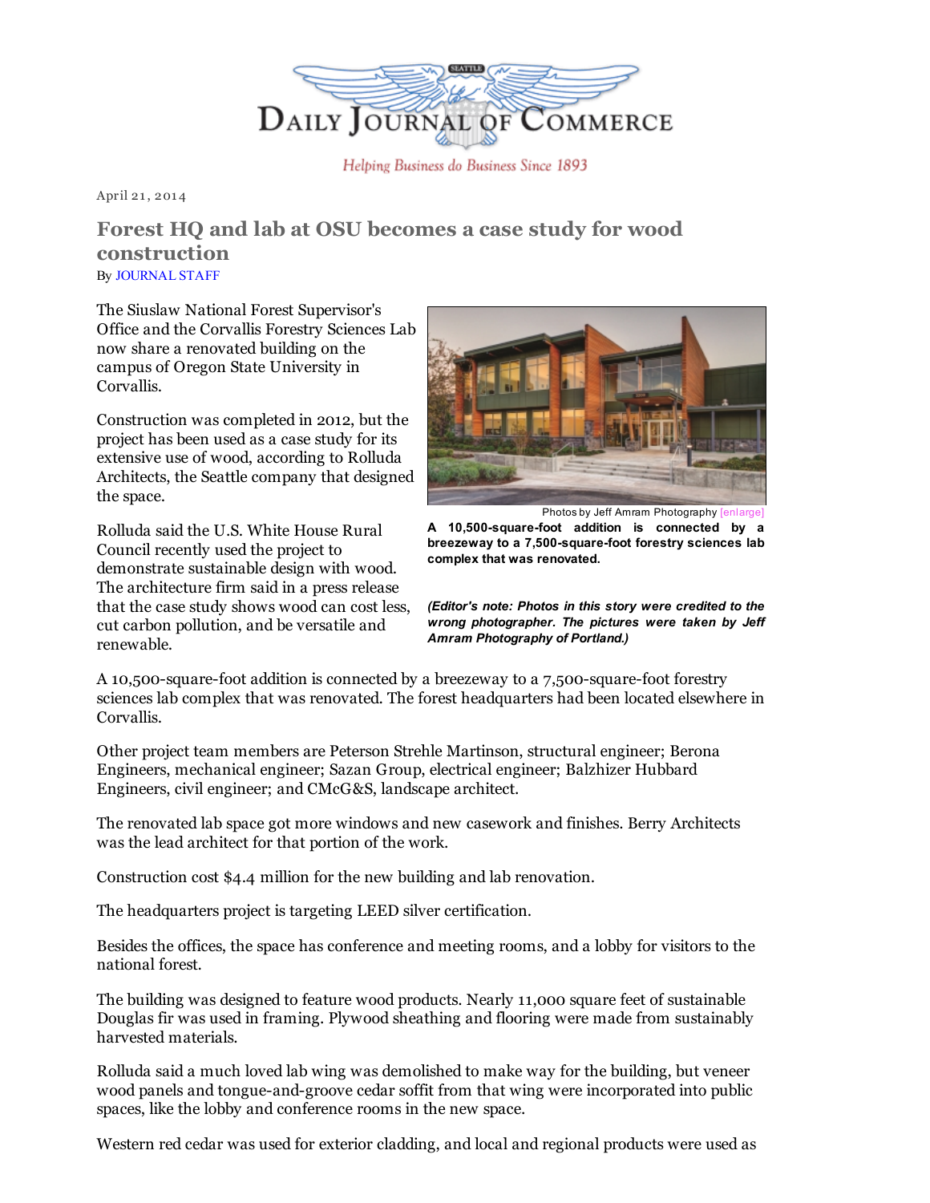Daily Journal of Commerce

Helping Business do Business Since 1893

April 21, 2014

# Forest HQ and lab at OSU becomes a case study for wood construction

By JOURNAL STAFF

The Siuslaw National Forest Supervisor's Office and the Corvallis Forestry Sciences Lab now share a renovated building on the campus of Oregon State University in Corvallis.

Construction was completed in 2012, but the project has been used as a case study for its extensive use of wood, according to Rolluda Architects, the Seattle company that designed the space.

Rolluda said the U.S. White House Rural Council recently used the project to demonstrate sustainable design with wood. The architecture firm said in a press release that the case study shows wood can cost less, cut carbon pollution, and be versatile and renewable.

Photos by Jeff Amram Photography [enlarge]

**A 10,500-square-foot addition is connected by a breezeway to a 7,500-square-foot forestry sciences lab complex that was renovated.**

***(Editor's note: Photos in this story were credited to the wrong photographer. The pictures were taken by Jeff Amram Photography of Portland.)***

A 10,500-square-foot addition is connected by a breezeway to a 7,500-square-foot forestry sciences lab complex that was renovated. The forest headquarters had been located elsewhere in Corvallis.

Other project team members are Peterson Strehle Martinson, structural engineer; Berona Engineers, mechanical engineer; Sazan Group, electrical engineer; Balzhizer Hubbard Engineers, civil engineer; and CMcG&S, landscape architect.

The renovated lab space got more windows and new casework and finishes. Berry Architects was the lead architect for that portion of the work.

Construction cost $4.4 million for the new building and lab renovation.

The headquarters project is targeting LEED silver certification.

Besides the offices, the space has conference and meeting rooms, and a lobby for visitors to the national forest.

The building was designed to feature wood products. Nearly 11,000 square feet of sustainable Douglas fir was used in framing. Plywood sheathing and flooring were made from sustainably harvested materials.

Rolluda said a much loved lab wing was demolished to make way for the building, but veneer wood panels and tongue-and-groove cedar soffit from that wing were incorporated into public spaces, like the lobby and conference rooms in the new space.

Western red cedar was used for exterior cladding, and local and regional products were used as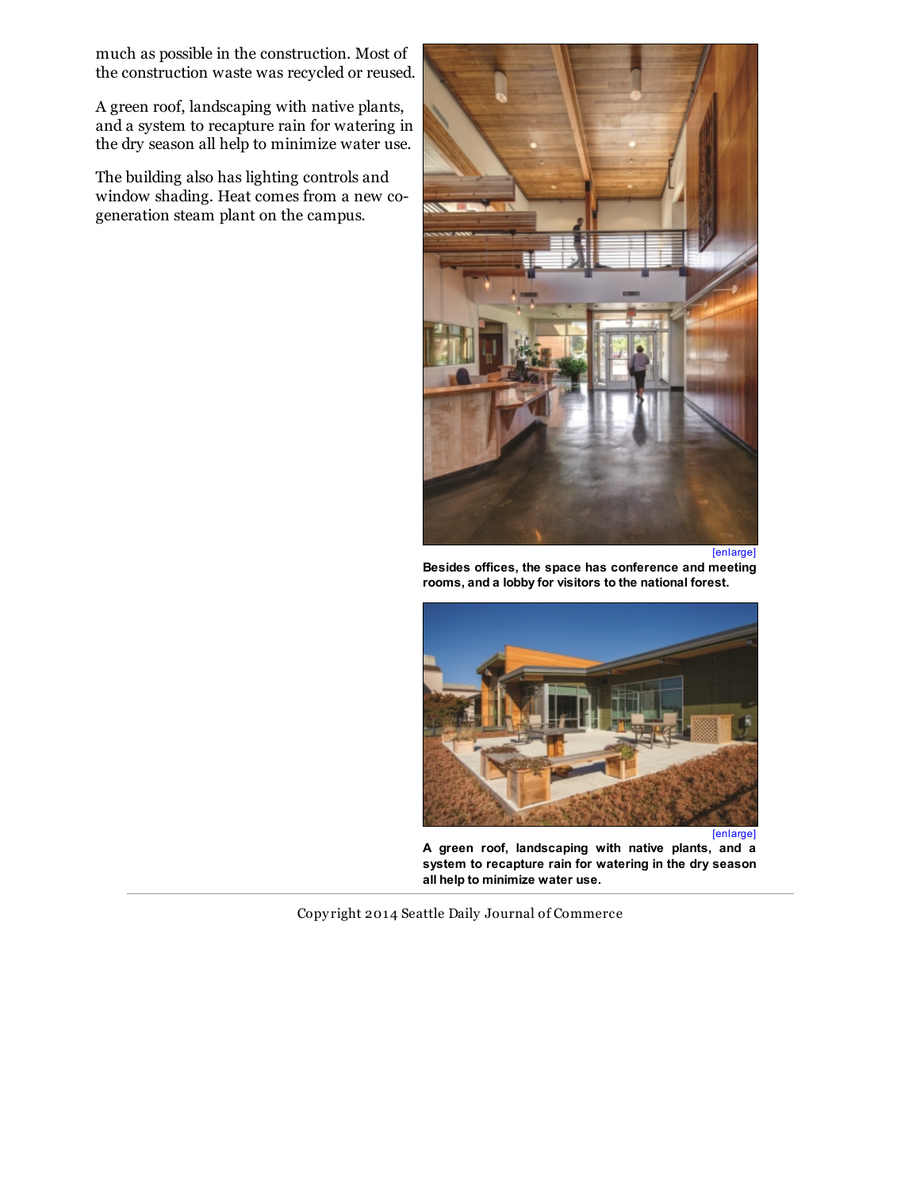much as possible in the construction. Most of the construction waste was recycled or reused.

A green roof, landscaping with native plants, and a system to recapture rain for watering in the dry season all help to minimize water use.

The building also has lighting controls and window shading. Heat comes from a new co-generation steam plant on the campus.

[enlarge]

**Besides offices, the space has conference and meeting rooms, and a lobby for visitors to the national forest.**

[enlarge]

**A green roof, landscaping with native plants, and a system to recapture rain for watering in the dry season all help to minimize water use.**

Copyright 2014 Seattle Daily Journal of Commerce